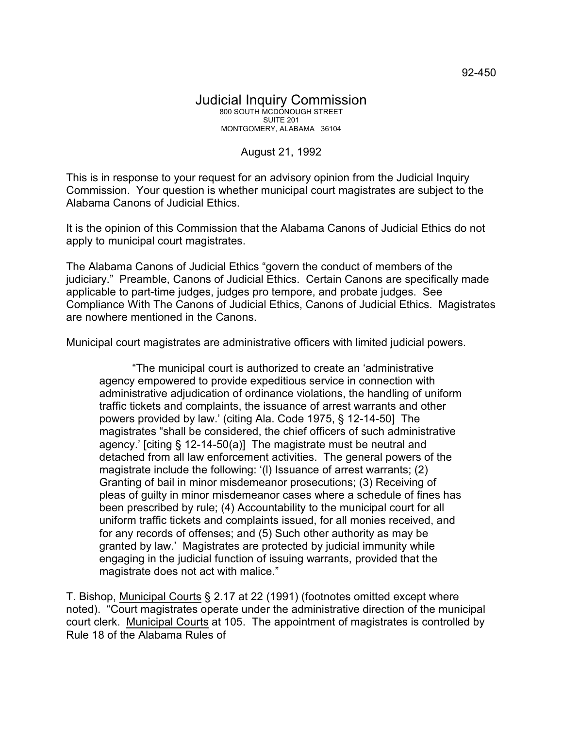92-450

# Judicial Inquiry Commission

800 SOUTH MCDONOUGH STREET
SUITE 201
MONTGOMERY, ALABAMA 36104

August 21, 1992

This is in response to your request for an advisory opinion from the Judicial Inquiry Commission. Your question is whether municipal court magistrates are subject to the Alabama Canons of Judicial Ethics.

It is the opinion of this Commission that the Alabama Canons of Judicial Ethics do not apply to municipal court magistrates.

The Alabama Canons of Judicial Ethics "govern the conduct of members of the judiciary." Preamble, Canons of Judicial Ethics. Certain Canons are specifically made applicable to part-time judges, judges pro tempore, and probate judges. See Compliance With The Canons of Judicial Ethics, Canons of Judicial Ethics. Magistrates are nowhere mentioned in the Canons.

Municipal court magistrates are administrative officers with limited judicial powers.

> "The municipal court is authorized to create an 'administrative agency empowered to provide expeditious service in connection with administrative adjudication of ordinance violations, the handling of uniform traffic tickets and complaints, the issuance of arrest warrants and other powers provided by law.' (citing Ala. Code 1975, § 12-14-50] The magistrates "shall be considered, the chief officers of such administrative agency.' [citing § 12-14-50(a)] The magistrate must be neutral and detached from all law enforcement activities. The general powers of the magistrate include the following: '(l) Issuance of arrest warrants; (2) Granting of bail in minor misdemeanor prosecutions; (3) Receiving of pleas of guilty in minor misdemeanor cases where a schedule of fines has been prescribed by rule; (4) Accountability to the municipal court for all uniform traffic tickets and complaints issued, for all monies received, and for any records of offenses; and (5) Such other authority as may be granted by law.' Magistrates are protected by judicial immunity while engaging in the judicial function of issuing warrants, provided that the magistrate does not act with malice."

T. Bishop, Municipal Courts § 2.17 at 22 (1991) (footnotes omitted except where noted). "Court magistrates operate under the administrative direction of the municipal court clerk. Municipal Courts at 105. The appointment of magistrates is controlled by Rule 18 of the Alabama Rules of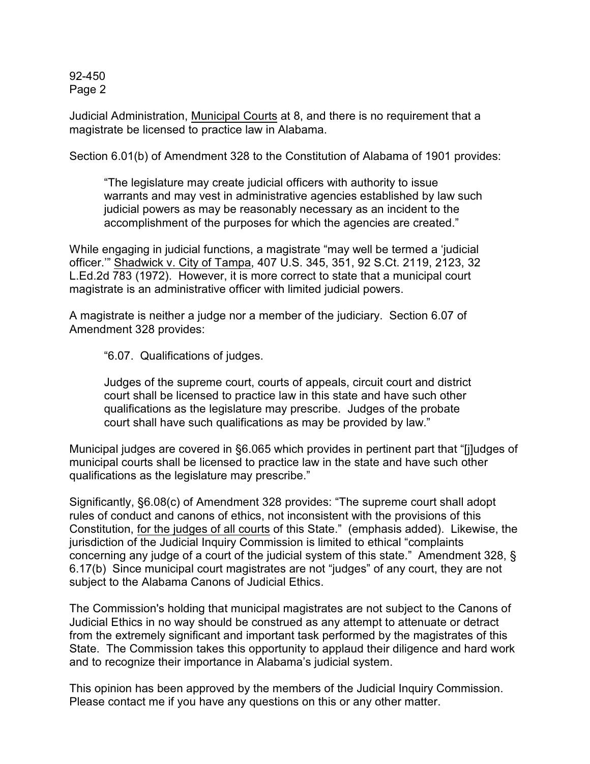Judicial Administration, Municipal Courts at 8, and there is no requirement that a magistrate be licensed to practice law in Alabama.

Section 6.01(b) of Amendment 328 to the Constitution of Alabama of 1901 provides:

> "The legislature may create judicial officers with authority to issue warrants and may vest in administrative agencies established by law such judicial powers as may be reasonably necessary as an incident to the accomplishment of the purposes for which the agencies are created."

While engaging in judicial functions, a magistrate "may well be termed a 'judicial officer.'" Shadwick v. City of Tampa, 407 U.S. 345, 351, 92 S.Ct. 2119, 2123, 32 L.Ed.2d 783 (1972). However, it is more correct to state that a municipal court magistrate is an administrative officer with limited judicial powers.

A magistrate is neither a judge nor a member of the judiciary. Section 6.07 of Amendment 328 provides:

> "6.07. Qualifications of judges.
>
> Judges of the supreme court, courts of appeals, circuit court and district court shall be licensed to practice law in this state and have such other qualifications as the legislature may prescribe. Judges of the probate court shall have such qualifications as may be provided by law."

Municipal judges are covered in §6.065 which provides in pertinent part that "[j]udges of municipal courts shall be licensed to practice law in the state and have such other qualifications as the legislature may prescribe."

Significantly, §6.08(c) of Amendment 328 provides: "The supreme court shall adopt rules of conduct and canons of ethics, not inconsistent with the provisions of this Constitution, for the judges of all courts of this State." (emphasis added). Likewise, the jurisdiction of the Judicial Inquiry Commission is limited to ethical "complaints concerning any judge of a court of the judicial system of this state." Amendment 328, § 6.17(b) Since municipal court magistrates are not "judges" of any court, they are not subject to the Alabama Canons of Judicial Ethics.

The Commission's holding that municipal magistrates are not subject to the Canons of Judicial Ethics in no way should be construed as any attempt to attenuate or detract from the extremely significant and important task performed by the magistrates of this State. The Commission takes this opportunity to applaud their diligence and hard work and to recognize their importance in Alabama's judicial system.

This opinion has been approved by the members of the Judicial Inquiry Commission. Please contact me if you have any questions on this or any other matter.